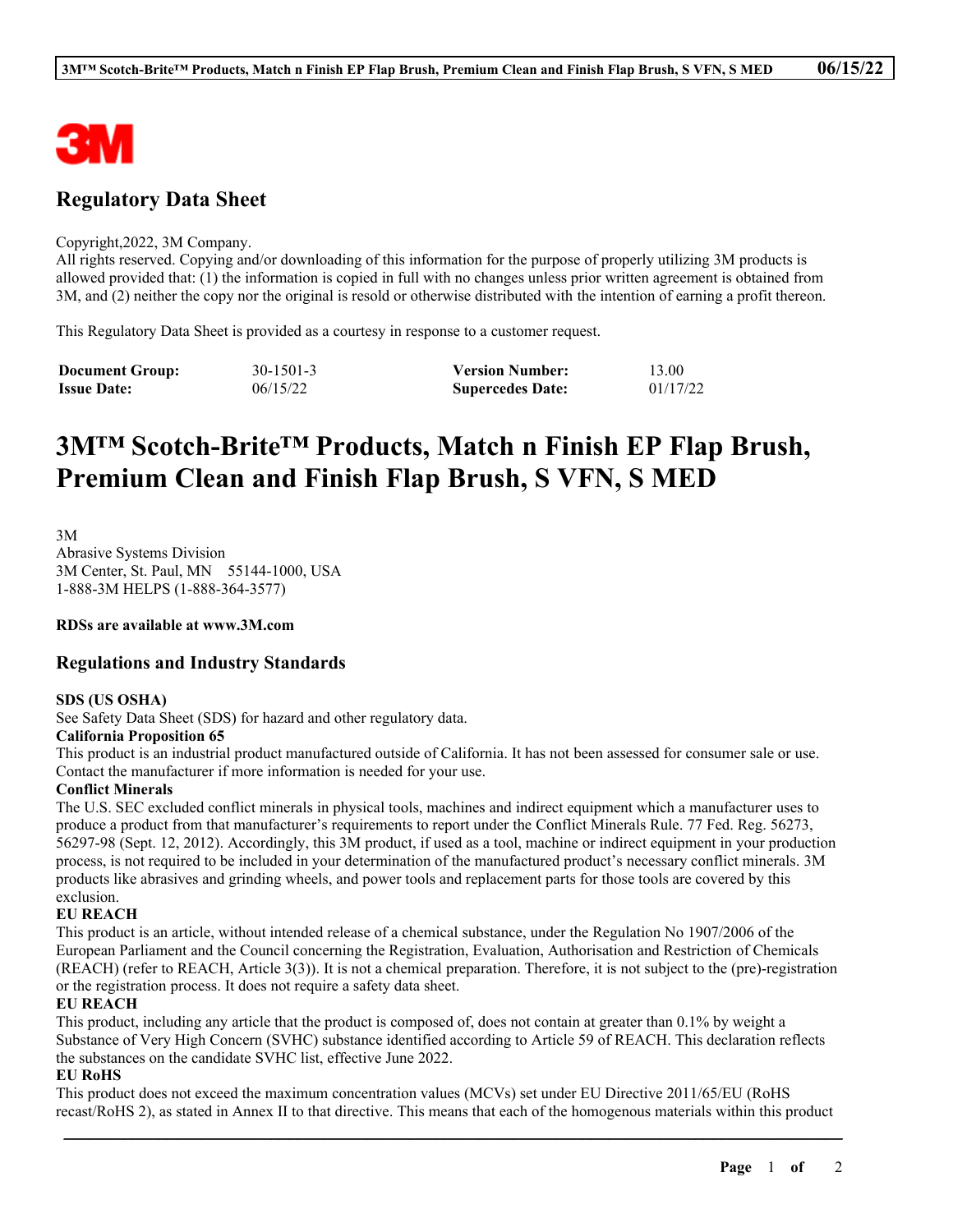## Regulatory Data Sheet

Copyright,2022, 3M Company.
All rights reserved. Copying and/or downloading of this information for the purpose of properly utilizing 3M products is allowed provided that: (1) the information is copied in full with no changes unless prior written agreement is obtained from 3M, and (2) neither the copy nor the original is resold or otherwise distributed with the intention of earning a profit thereon.

This Regulatory Data Sheet is provided as a courtesy in response to a customer request.

| **Document Group:** | 30-1501-3 | **Version Number:** | 13.00 |
|---|---|---|---|
| **Issue Date:** | 06/15/22 | **Supercedes Date:** | 01/17/22 |

# 3M™ Scotch-Brite™ Products, Match n Finish EP Flap Brush, Premium Clean and Finish Flap Brush, S VFN, S MED

3M
Abrasive Systems Division
3M Center, St. Paul, MN 55144-1000, USA
1-888-3M HELPS (1-888-364-3577)

**RDSs are available at www.3M.com**

## Regulations and Industry Standards

**SDS (US OSHA)**
See Safety Data Sheet (SDS) for hazard and other regulatory data.

**California Proposition 65**
This product is an industrial product manufactured outside of California. It has not been assessed for consumer sale or use. Contact the manufacturer if more information is needed for your use.

**Conflict Minerals**
The U.S. SEC excluded conflict minerals in physical tools, machines and indirect equipment which a manufacturer uses to produce a product from that manufacturer's requirements to report under the Conflict Minerals Rule. 77 Fed. Reg. 56273, 56297-98 (Sept. 12, 2012). Accordingly, this 3M product, if used as a tool, machine or indirect equipment in your production process, is not required to be included in your determination of the manufactured product's necessary conflict minerals. 3M products like abrasives and grinding wheels, and power tools and replacement parts for those tools are covered by this exclusion.

**EU REACH**
This product is an article, without intended release of a chemical substance, under the Regulation No 1907/2006 of the European Parliament and the Council concerning the Registration, Evaluation, Authorisation and Restriction of Chemicals (REACH) (refer to REACH, Article 3(3)). It is not a chemical preparation. Therefore, it is not subject to the (pre)-registration or the registration process. It does not require a safety data sheet.

**EU REACH**
This product, including any article that the product is composed of, does not contain at greater than 0.1% by weight a Substance of Very High Concern (SVHC) substance identified according to Article 59 of REACH. This declaration reflects the substances on the candidate SVHC list, effective June 2022.

**EU RoHS**
This product does not exceed the maximum concentration values (MCVs) set under EU Directive 2011/65/EU (RoHS recast/RoHS 2), as stated in Annex II to that directive. This means that each of the homogenous materials within this product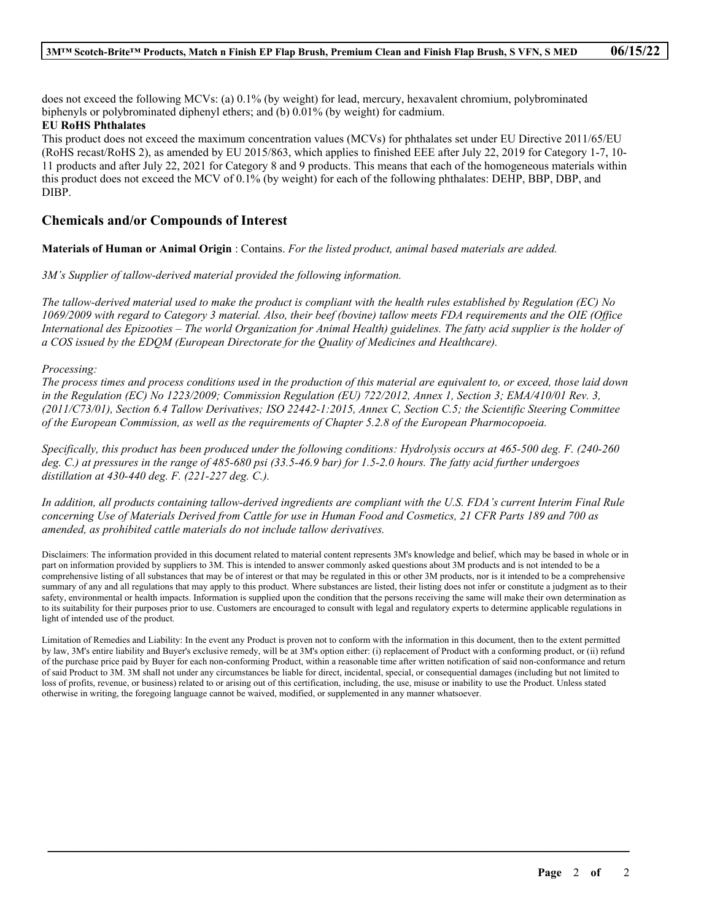does not exceed the following MCVs: (a) 0.1% (by weight) for lead, mercury, hexavalent chromium, polybrominated biphenyls or polybrominated diphenyl ethers; and (b) 0.01% (by weight) for cadmium.

**EU RoHS Phthalates**

This product does not exceed the maximum concentration values (MCVs) for phthalates set under EU Directive 2011/65/EU (RoHS recast/RoHS 2), as amended by EU 2015/863, which applies to finished EEE after July 22, 2019 for Category 1-7, 10-11 products and after July 22, 2021 for Category 8 and 9 products. This means that each of the homogeneous materials within this product does not exceed the MCV of 0.1% (by weight) for each of the following phthalates: DEHP, BBP, DBP, and DIBP.

## Chemicals and/or Compounds of Interest

**Materials of Human or Animal Origin** : Contains. *For the listed product, animal based materials are added.*

*3M's Supplier of tallow-derived material provided the following information.*

*The tallow-derived material used to make the product is compliant with the health rules established by Regulation (EC) No 1069/2009 with regard to Category 3 material. Also, their beef (bovine) tallow meets FDA requirements and the OIE (Office International des Epizooties – The world Organization for Animal Health) guidelines. The fatty acid supplier is the holder of a COS issued by the EDQM (European Directorate for the Quality of Medicines and Healthcare).*

*Processing:*

*The process times and process conditions used in the production of this material are equivalent to, or exceed, those laid down in the Regulation (EC) No 1223/2009; Commission Regulation (EU) 722/2012, Annex 1, Section 3; EMA/410/01 Rev. 3, (2011/C73/01), Section 6.4 Tallow Derivatives; ISO 22442-1:2015, Annex C, Section C.5; the Scientific Steering Committee of the European Commission, as well as the requirements of Chapter 5.2.8 of the European Pharmocopoeia.*

*Specifically, this product has been produced under the following conditions: Hydrolysis occurs at 465-500 deg. F. (240-260 deg. C.) at pressures in the range of 485-680 psi (33.5-46.9 bar) for 1.5-2.0 hours. The fatty acid further undergoes distillation at 430-440 deg. F. (221-227 deg. C.).*

*In addition, all products containing tallow-derived ingredients are compliant with the U.S. FDA's current Interim Final Rule concerning Use of Materials Derived from Cattle for use in Human Food and Cosmetics, 21 CFR Parts 189 and 700 as amended, as prohibited cattle materials do not include tallow derivatives.*

Disclaimers: The information provided in this document related to material content represents 3M's knowledge and belief, which may be based in whole or in part on information provided by suppliers to 3M. This is intended to answer commonly asked questions about 3M products and is not intended to be a comprehensive listing of all substances that may be of interest or that may be regulated in this or other 3M products, nor is it intended to be a comprehensive summary of any and all regulations that may apply to this product. Where substances are listed, their listing does not infer or constitute a judgment as to their safety, environmental or health impacts. Information is supplied upon the condition that the persons receiving the same will make their own determination as to its suitability for their purposes prior to use. Customers are encouraged to consult with legal and regulatory experts to determine applicable regulations in light of intended use of the product.

Limitation of Remedies and Liability: In the event any Product is proven not to conform with the information in this document, then to the extent permitted by law, 3M's entire liability and Buyer's exclusive remedy, will be at 3M's option either: (i) replacement of Product with a conforming product, or (ii) refund of the purchase price paid by Buyer for each non-conforming Product, within a reasonable time after written notification of said non-conformance and return of said Product to 3M. 3M shall not under any circumstances be liable for direct, incidental, special, or consequential damages (including but not limited to loss of profits, revenue, or business) related to or arising out of this certification, including, the use, misuse or inability to use the Product. Unless stated otherwise in writing, the foregoing language cannot be waived, modified, or supplemented in any manner whatsoever.